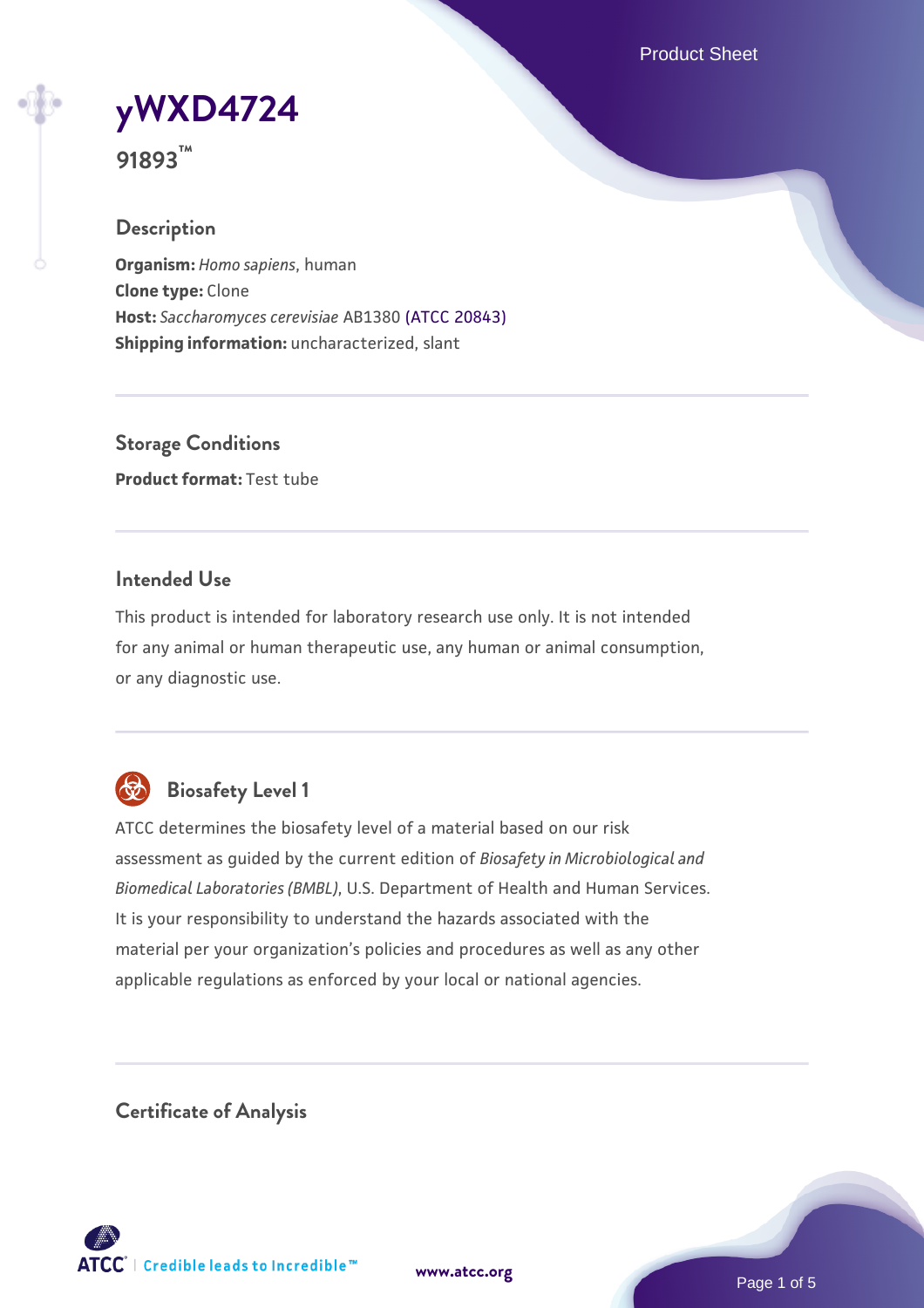# yWXD4724

**91893™**

## Description

**Organism:** *Homo sapiens*, human
**Clone type:** Clone
**Host:** *Saccharomyces cerevisiae* AB1380 (ATCC 20843)
**Shipping information:** uncharacterized, slant

## Storage Conditions

**Product format:** Test tube

## Intended Use

This product is intended for laboratory research use only. It is not intended for any animal or human therapeutic use, any human or animal consumption, or any diagnostic use.

## Biosafety Level 1

ATCC determines the biosafety level of a material based on our risk assessment as guided by the current edition of *Biosafety in Microbiological and Biomedical Laboratories (BMBL)*, U.S. Department of Health and Human Services. It is your responsibility to understand the hazards associated with the material per your organization's policies and procedures as well as any other applicable regulations as enforced by your local or national agencies.

## Certificate of Analysis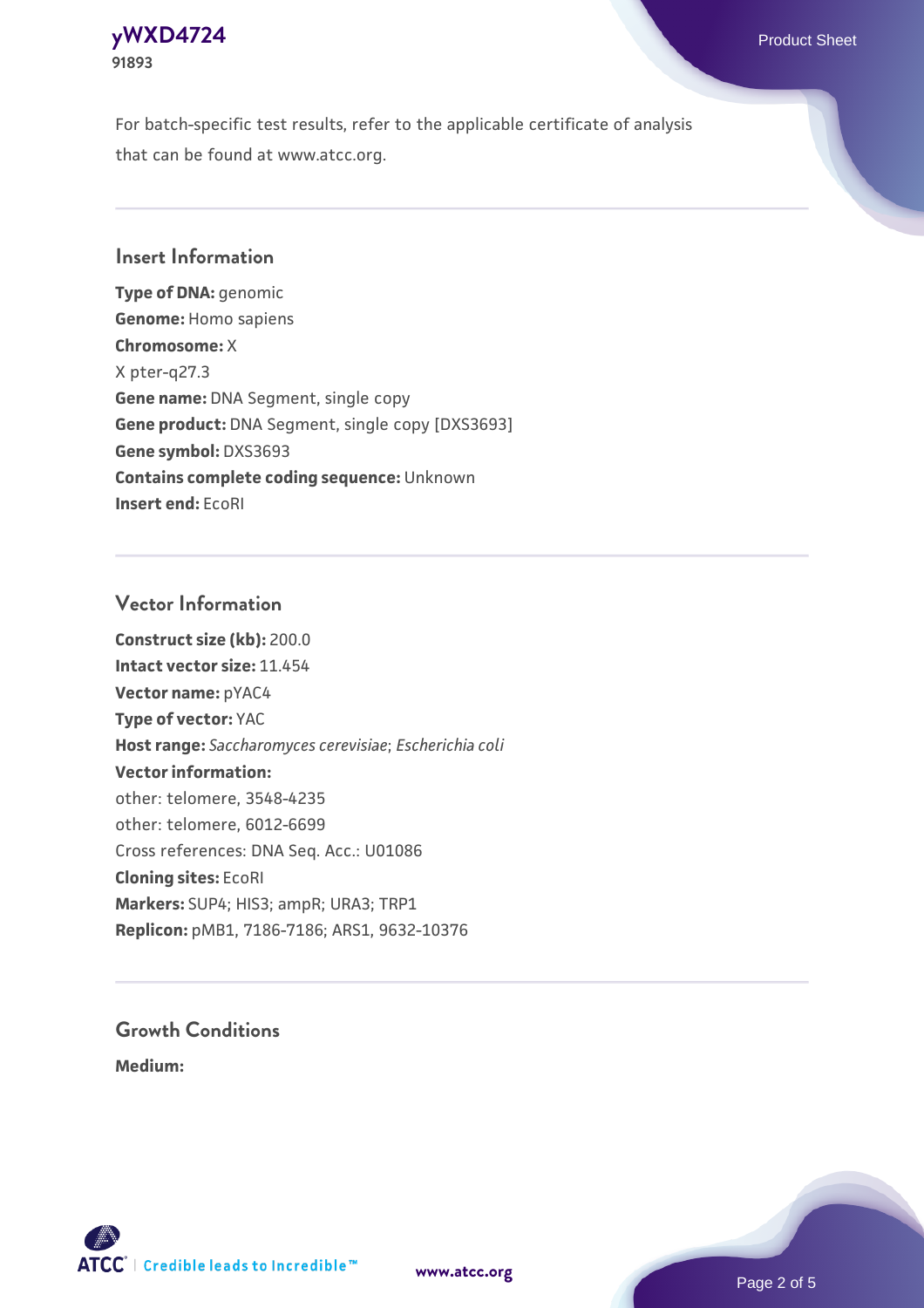For batch-specific test results, refer to the applicable certificate of analysis that can be found at www.atcc.org.

## Insert Information

**Type of DNA:** genomic
**Genome:** Homo sapiens
**Chromosome:** X
X pter-q27.3
**Gene name:** DNA Segment, single copy
**Gene product:** DNA Segment, single copy [DXS3693]
**Gene symbol:** DXS3693
**Contains complete coding sequence:** Unknown
**Insert end:** EcoRI

## Vector Information

**Construct size (kb):** 200.0
**Intact vector size:** 11.454
**Vector name:** pYAC4
**Type of vector:** YAC
**Host range:** *Saccharomyces cerevisiae*; *Escherichia coli*
**Vector information:**
other: telomere, 3548-4235
other: telomere, 6012-6699
Cross references: DNA Seq. Acc.: U01086
**Cloning sites:** EcoRI
**Markers:** SUP4; HIS3; ampR; URA3; TRP1
**Replicon:** pMB1, 7186-7186; ARS1, 9632-10376

## Growth Conditions

**Medium:**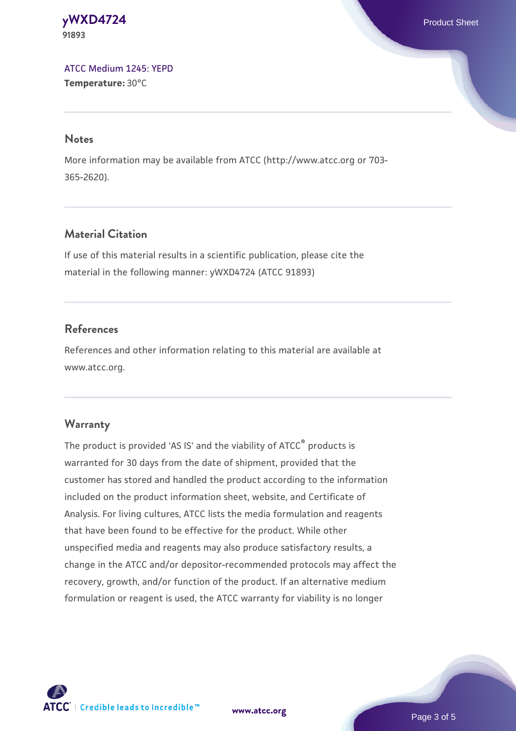[ATCC Medium 1245: YEPD](#)
**Temperature:** 30°C

## Notes

More information may be available from ATCC (http://www.atcc.org or 703-365-2620).

## Material Citation

If use of this material results in a scientific publication, please cite the material in the following manner: yWXD4724 (ATCC 91893)

## References

References and other information relating to this material are available at www.atcc.org.

## Warranty

The product is provided 'AS IS' and the viability of ATCC® products is warranted for 30 days from the date of shipment, provided that the customer has stored and handled the product according to the information included on the product information sheet, website, and Certificate of Analysis. For living cultures, ATCC lists the media formulation and reagents that have been found to be effective for the product. While other unspecified media and reagents may also produce satisfactory results, a change in the ATCC and/or depositor-recommended protocols may affect the recovery, growth, and/or function of the product. If an alternative medium formulation or reagent is used, the ATCC warranty for viability is no longer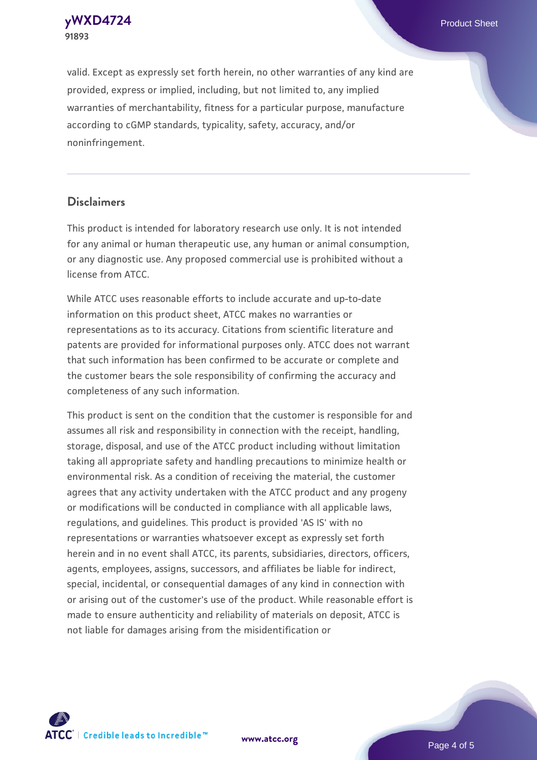valid. Except as expressly set forth herein, no other warranties of any kind are provided, express or implied, including, but not limited to, any implied warranties of merchantability, fitness for a particular purpose, manufacture according to cGMP standards, typicality, safety, accuracy, and/or noninfringement.

## Disclaimers

This product is intended for laboratory research use only. It is not intended for any animal or human therapeutic use, any human or animal consumption, or any diagnostic use. Any proposed commercial use is prohibited without a license from ATCC.

While ATCC uses reasonable efforts to include accurate and up-to-date information on this product sheet, ATCC makes no warranties or representations as to its accuracy. Citations from scientific literature and patents are provided for informational purposes only. ATCC does not warrant that such information has been confirmed to be accurate or complete and the customer bears the sole responsibility of confirming the accuracy and completeness of any such information.

This product is sent on the condition that the customer is responsible for and assumes all risk and responsibility in connection with the receipt, handling, storage, disposal, and use of the ATCC product including without limitation taking all appropriate safety and handling precautions to minimize health or environmental risk. As a condition of receiving the material, the customer agrees that any activity undertaken with the ATCC product and any progeny or modifications will be conducted in compliance with all applicable laws, regulations, and guidelines. This product is provided 'AS IS' with no representations or warranties whatsoever except as expressly set forth herein and in no event shall ATCC, its parents, subsidiaries, directors, officers, agents, employees, assigns, successors, and affiliates be liable for indirect, special, incidental, or consequential damages of any kind in connection with or arising out of the customer's use of the product. While reasonable effort is made to ensure authenticity and reliability of materials on deposit, ATCC is not liable for damages arising from the misidentification or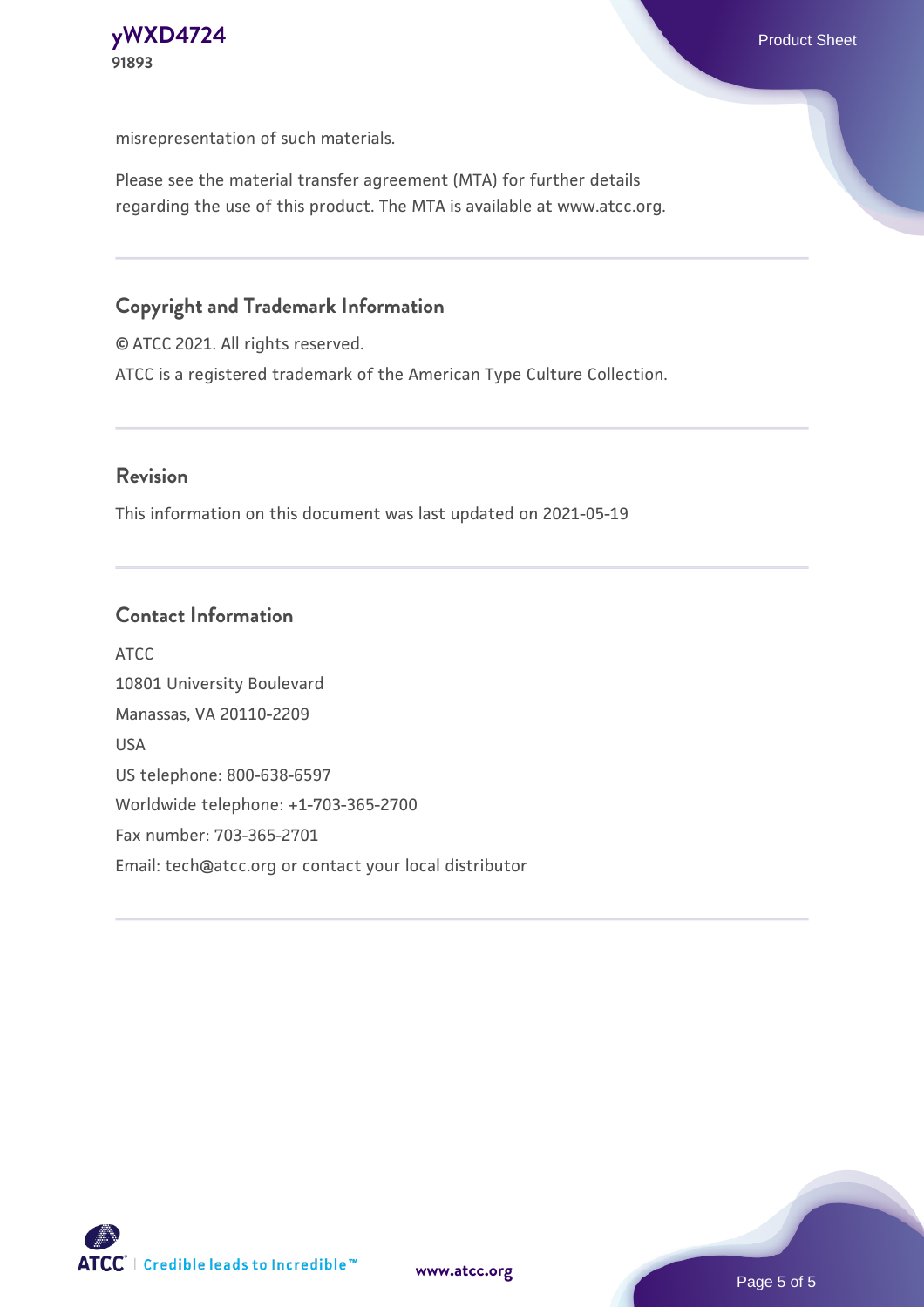misrepresentation of such materials.

Please see the material transfer agreement (MTA) for further details regarding the use of this product. The MTA is available at www.atcc.org.

## Copyright and Trademark Information

© ATCC 2021. All rights reserved.

ATCC is a registered trademark of the American Type Culture Collection.

## Revision

This information on this document was last updated on 2021-05-19

## Contact Information

ATCC
10801 University Boulevard
Manassas, VA 20110-2209
USA
US telephone: 800-638-6597
Worldwide telephone: +1-703-365-2700
Fax number: 703-365-2701
Email: tech@atcc.org or contact your local distributor